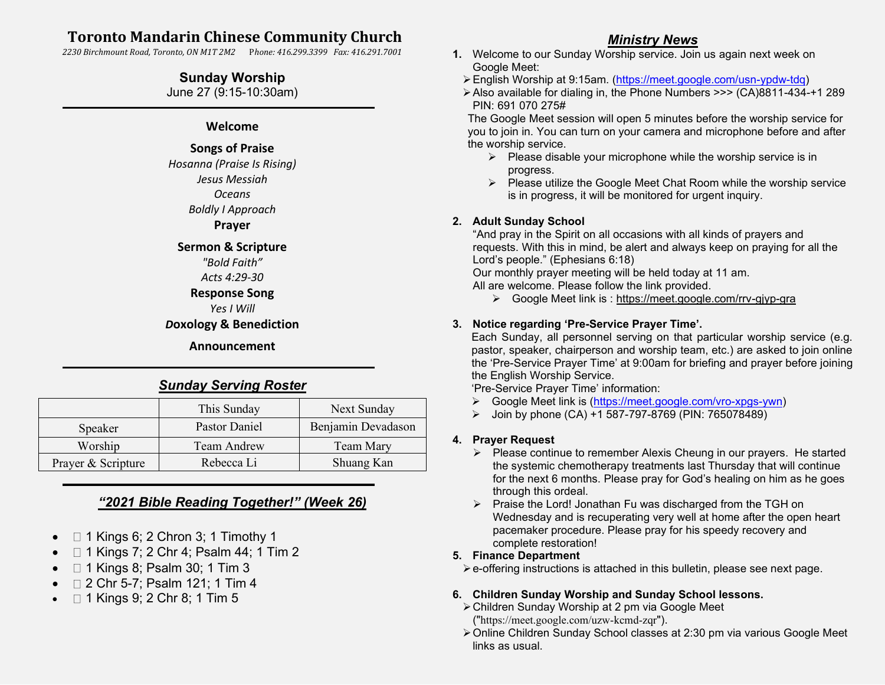# Toronto Mandarin Chinese Community Church

*2230 Birchmount Road, Toronto, ON M1T 2M2 Phone: 416.299.3399 Fax: 416.291.7001*

## Sunday Worship

June 27 (9:15-10:30am)

---

**Welcome**

**Songs of Praise**

*Hosanna (Praise Is Rising)*

*Jesus Messiah*

*Oceans*

*Boldly I Approach*

**Prayer**

**Sermon & Scripture**

*"Bold Faith"*

*Acts 4:29-30*

**Response Song**

*Yes I Will*

**Doxology & Benediction**

**Announcement**

---

## *Sunday Serving Roster*

| | This Sunday | Next Sunday |
|---|---|---|
| Speaker | Pastor Daniel | Benjamin Devadason |
| Worship | Team Andrew | Team Mary |
| Prayer & Scripture | Rebecca Li | Shuang Kan |

---

## *"2021 Bible Reading Together!" (Week 26)*

- □ 1 Kings 6; 2 Chron 3; 1 Timothy 1
- □ 1 Kings 7; 2 Chr 4; Psalm 44; 1 Tim 2
- □ 1 Kings 8; Psalm 30; 1 Tim 3
- □ 2 Chr 5-7; Psalm 121; 1 Tim 4
- □ 1 Kings 9; 2 Chr 8; 1 Tim 5

## *Ministry News*

1. Welcome to our Sunday Worship service. Join us again next week on Google Meet:
   - English Worship at 9:15am. (https://meet.google.com/usn-ypdw-tdq)
   - Also available for dialing in, the Phone Numbers >>> (CA)8811-434-+1 289 PIN: 691 070 275#

   The Google Meet session will open 5 minutes before the worship service for you to join in. You can turn on your camera and microphone before and after the worship service.
   - Please disable your microphone while the worship service is in progress.
   - Please utilize the Google Meet Chat Room while the worship service is in progress, it will be monitored for urgent inquiry.

2. **Adult Sunday School**

   "And pray in the Spirit on all occasions with all kinds of prayers and requests. With this in mind, be alert and always keep on praying for all the Lord's people." (Ephesians 6:18)

   Our monthly prayer meeting will be held today at 11 am.

   All are welcome. Please follow the link provided.
   - Google Meet link is : https://meet.google.com/rrv-gjyp-gra

3. **Notice regarding 'Pre-Service Prayer Time'.**

   Each Sunday, all personnel serving on that particular worship service (e.g. pastor, speaker, chairperson and worship team, etc.) are asked to join online the 'Pre-Service Prayer Time' at 9:00am for briefing and prayer before joining the English Worship Service.

   'Pre-Service Prayer Time' information:
   - Google Meet link is (https://meet.google.com/vro-xpgs-ywn)
   - Join by phone (CA) +1 587-797-8769 (PIN: 765078489)

4. **Prayer Request**
   - Please continue to remember Alexis Cheung in our prayers. He started the systemic chemotherapy treatments last Thursday that will continue for the next 6 months. Please pray for God's healing on him as he goes through this ordeal.
   - Praise the Lord! Jonathan Fu was discharged from the TGH on Wednesday and is recuperating very well at home after the open heart pacemaker procedure. Please pray for his speedy recovery and complete restoration!

5. **Finance Department**
   - e-offering instructions is attached in this bulletin, please see next page.

6. **Children Sunday Worship and Sunday School lessons.**
   - Children Sunday Worship at 2 pm via Google Meet ("https://meet.google.com/uzw-kcmd-zqr").
   - Online Children Sunday School classes at 2:30 pm via various Google Meet links as usual.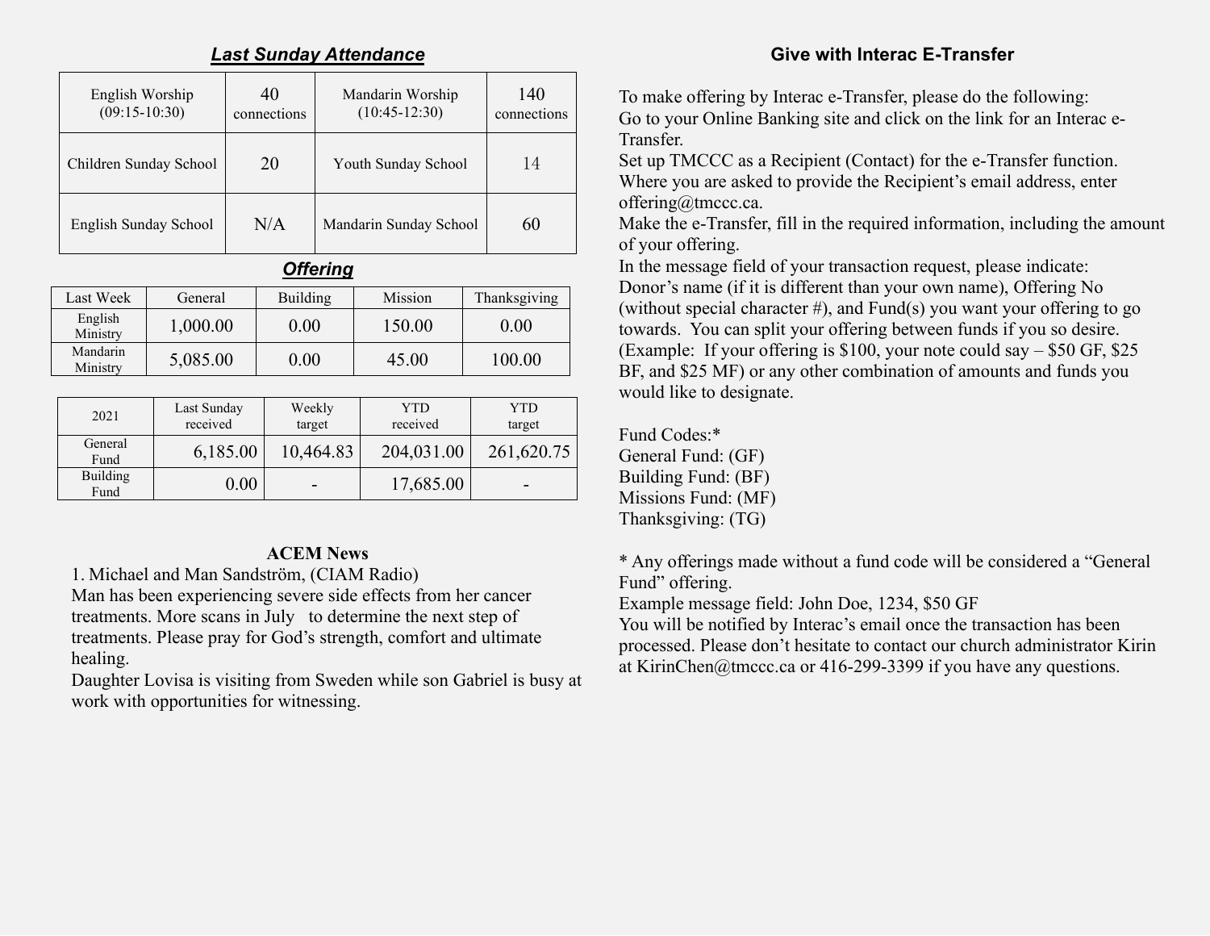## ***Last Sunday Attendance***

| | | | |
|---|---|---|---|
| English Worship (09:15-10:30) | 40 connections | Mandarin Worship (10:45-12:30) | 140 connections |
| Children Sunday School | 20 | Youth Sunday School | 14 |
| English Sunday School | N/A | Mandarin Sunday School | 60 |

## ***Offering***

| Last Week | General | Building | Mission | Thanksgiving |
|---|---|---|---|---|
| English Ministry | 1,000.00 | 0.00 | 150.00 | 0.00 |
| Mandarin Ministry | 5,085.00 | 0.00 | 45.00 | 100.00 |

| 2021 | Last Sunday received | Weekly target | YTD received | YTD target |
|---|---|---|---|---|
| General Fund | 6,185.00 | 10,464.83 | 204,031.00 | 261,620.75 |
| Building Fund | 0.00 | - | 17,685.00 | - |

### ACEM News

1. Michael and Man Sandström, (CIAM Radio)
Man has been experiencing severe side effects from her cancer treatments. More scans in July to determine the next step of treatments. Please pray for God's strength, comfort and ultimate healing.
Daughter Lovisa is visiting from Sweden while son Gabriel is busy at work with opportunities for witnessing.

## Give with Interac E-Transfer

To make offering by Interac e-Transfer, please do the following:
Go to your Online Banking site and click on the link for an Interac e-Transfer.
Set up TMCCC as a Recipient (Contact) for the e-Transfer function.
Where you are asked to provide the Recipient's email address, enter offering@tmccc.ca.
Make the e-Transfer, fill in the required information, including the amount of your offering.
In the message field of your transaction request, please indicate:
Donor's name (if it is different than your own name), Offering No (without special character #), and Fund(s) you want your offering to go towards. You can split your offering between funds if you so desire. (Example: If your offering is $100, your note could say – $50 GF, $25 BF, and $25 MF) or any other combination of amounts and funds you would like to designate.

Fund Codes:*
General Fund: (GF)
Building Fund: (BF)
Missions Fund: (MF)
Thanksgiving: (TG)

* Any offerings made without a fund code will be considered a "General Fund" offering.
Example message field: John Doe, 1234, $50 GF
You will be notified by Interac's email once the transaction has been processed. Please don't hesitate to contact our church administrator Kirin at KirinChen@tmccc.ca or 416-299-3399 if you have any questions.